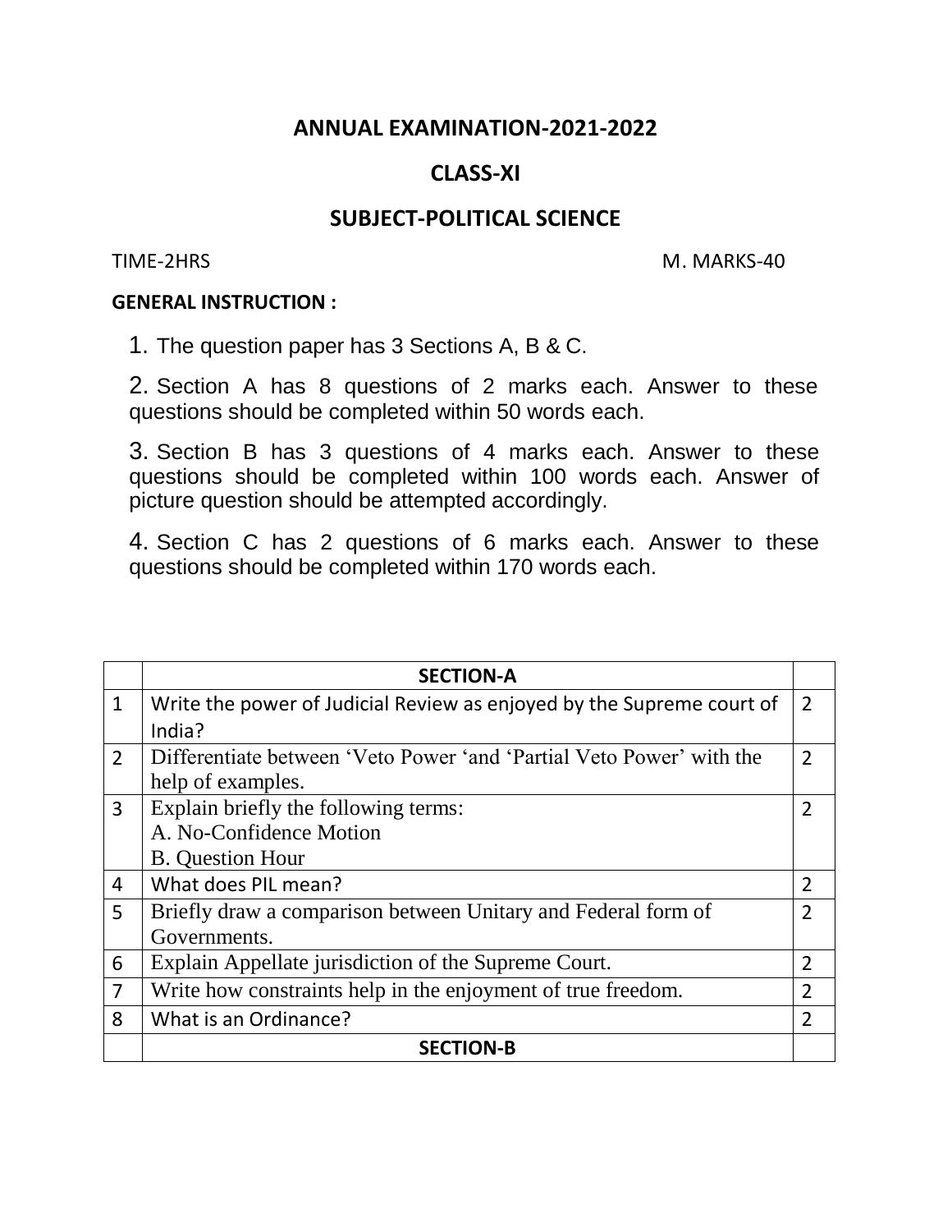# ANNUAL EXAMINATION-2021-2022

## CLASS-XI

## SUBJECT-POLITICAL SCIENCE

TIME-2HRS M. MARKS-40

**GENERAL INSTRUCTION :**

1. The question paper has 3 Sections A, B & C.
2. Section A has 8 questions of 2 marks each. Answer to these questions should be completed within 50 words each.
3. Section B has 3 questions of 4 marks each. Answer to these questions should be completed within 100 words each. Answer of picture question should be attempted accordingly.
4. Section C has 2 questions of 6 marks each. Answer to these questions should be completed within 170 words each.

| | **SECTION-A** | |
|---|---|---|
| 1 | Write the power of Judicial Review as enjoyed by the Supreme court of India? | 2 |
| 2 | Differentiate between 'Veto Power 'and 'Partial Veto Power' with the help of examples. | 2 |
| 3 | Explain briefly the following terms:<br>A. No-Confidence Motion<br>B. Question Hour | 2 |
| 4 | What does PIL mean? | 2 |
| 5 | Briefly draw a comparison between Unitary and Federal form of Governments. | 2 |
| 6 | Explain Appellate jurisdiction of the Supreme Court. | 2 |
| 7 | Write how constraints help in the enjoyment of true freedom. | 2 |
| 8 | What is an Ordinance? | 2 |
| | **SECTION-B** | |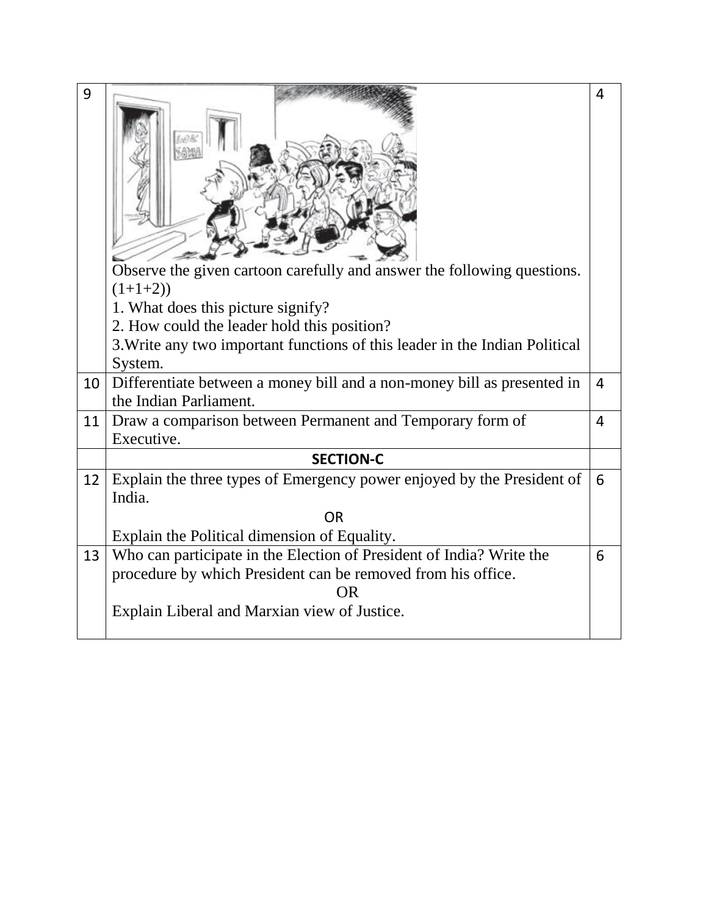| | | |
|---|---|---|
| 9 | Observe the given cartoon carefully and answer the following questions. (1+1+2))<br>1. What does this picture signify?<br>2. How could the leader hold this position?<br>3.Write any two important functions of this leader in the Indian Political System. | 4 |
| 10 | Differentiate between a money bill and a non-money bill as presented in the Indian Parliament. | 4 |
| 11 | Draw a comparison between Permanent and Temporary form of Executive. | 4 |
| | **SECTION-C** | |
| 12 | Explain the three types of Emergency power enjoyed by the President of India.<br>OR<br>Explain the Political dimension of Equality. | 6 |
| 13 | Who can participate in the Election of President of India? Write the procedure by which President can be removed from his office.<br>OR<br>Explain Liberal and Marxian view of Justice. | 6 |